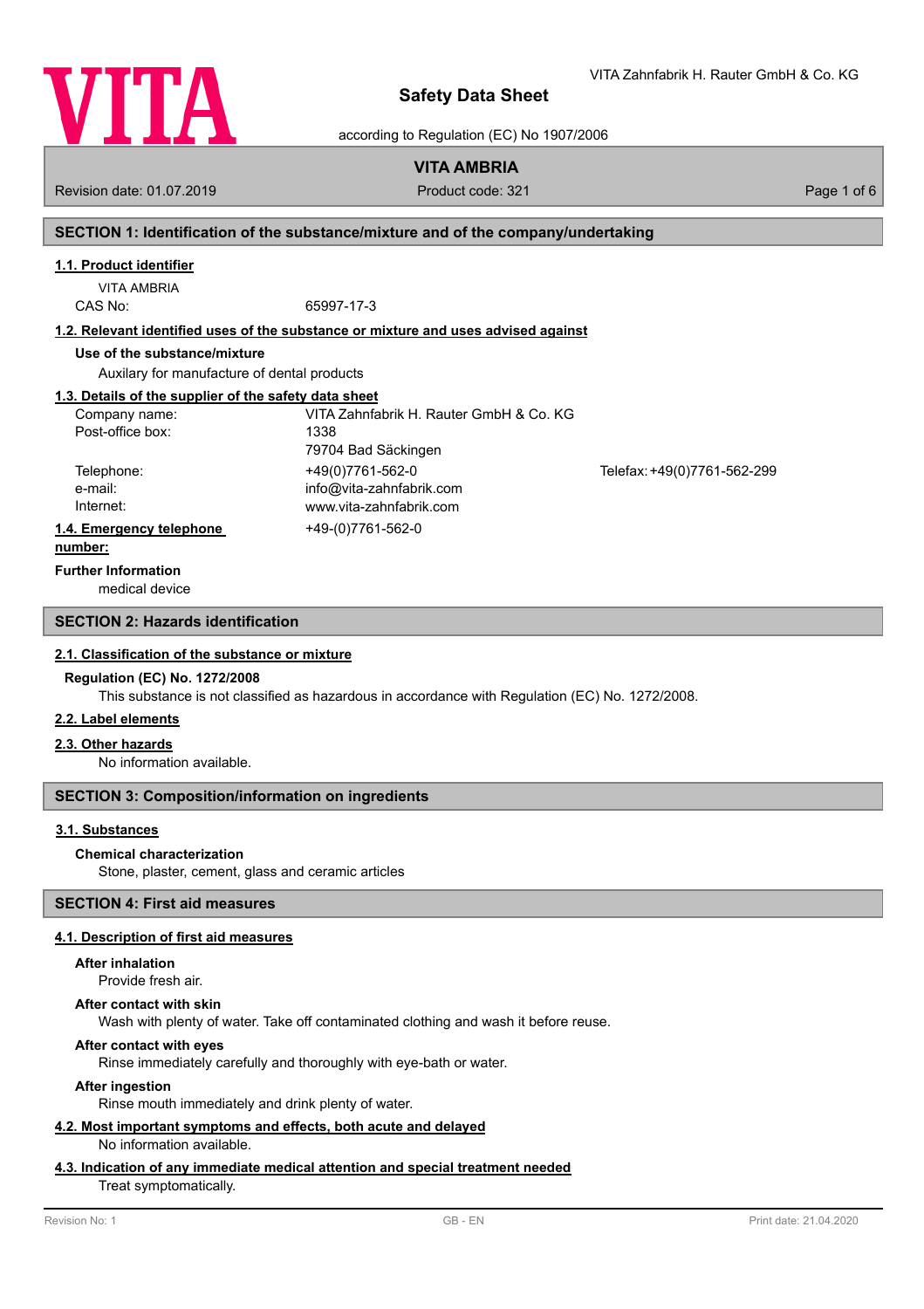# Safety Data Sheet

according to Regulation (EC) No 1907/2006

VITA Zahnfabrik H. Rauter GmbH & Co. KG

**VITA AMBRIA**

Revision date: 01.07.2019 | Product code: 321

## SECTION 1: Identification of the substance/mixture and of the company/undertaking

### 1.1. Product identifier

VITA AMBRIA

CAS No: 65997-17-3

### 1.2. Relevant identified uses of the substance or mixture and uses advised against

**Use of the substance/mixture**

Auxilary for manufacture of dental products

### 1.3. Details of the supplier of the safety data sheet

| | |
|---|---|
| Company name: | VITA Zahnfabrik H. Rauter GmbH & Co. KG |
| Post-office box: | 1338 |
| | 79704 Bad Säckingen |
| Telephone: | +49(0)7761-562-0 |
| Telefax: | +49(0)7761-562-299 |
| e-mail: | info@vita-zahnfabrik.com |
| Internet: | www.vita-zahnfabrik.com |

### 1.4. Emergency telephone number:

+49-(0)7761-562-0

**Further Information**

medical device

## SECTION 2: Hazards identification

### 2.1. Classification of the substance or mixture

**Regulation (EC) No. 1272/2008**

This substance is not classified as hazardous in accordance with Regulation (EC) No. 1272/2008.

### 2.2. Label elements

### 2.3. Other hazards

No information available.

## SECTION 3: Composition/information on ingredients

### 3.1. Substances

**Chemical characterization**

Stone, plaster, cement, glass and ceramic articles

## SECTION 4: First aid measures

### 4.1. Description of first aid measures

**After inhalation**

Provide fresh air.

**After contact with skin**

Wash with plenty of water. Take off contaminated clothing and wash it before reuse.

**After contact with eyes**

Rinse immediately carefully and thoroughly with eye-bath or water.

**After ingestion**

Rinse mouth immediately and drink plenty of water.

### 4.2. Most important symptoms and effects, both acute and delayed

No information available.

### 4.3. Indication of any immediate medical attention and special treatment needed

Treat symptomatically.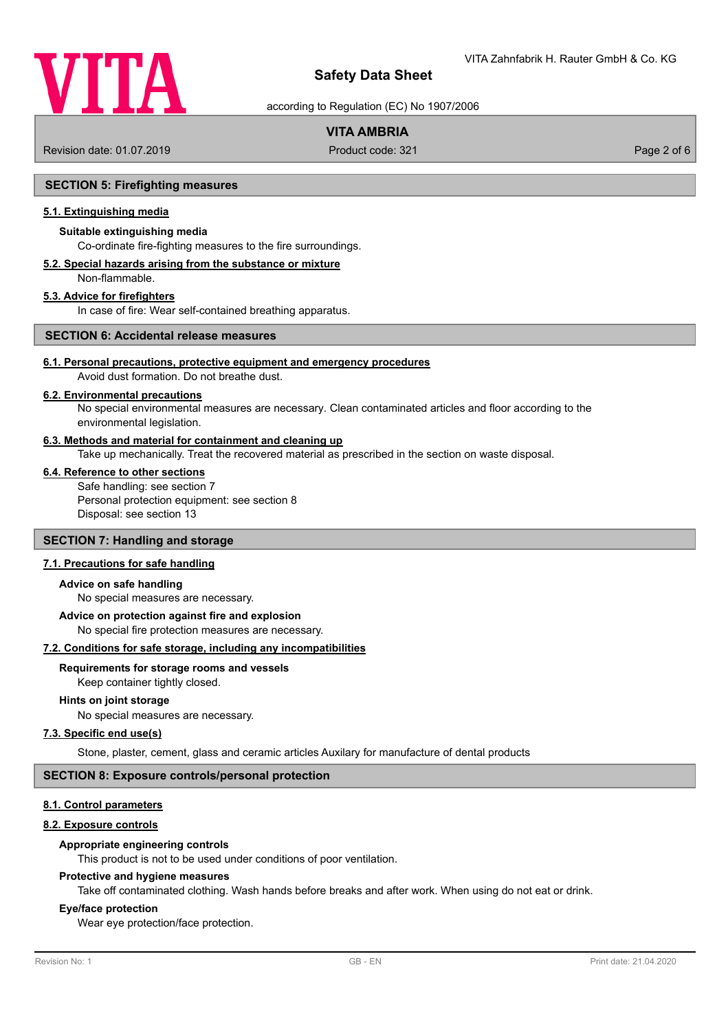## SECTION 5: Firefighting measures

### 5.1. Extinguishing media

**Suitable extinguishing media**

Co-ordinate fire-fighting measures to the fire surroundings.

### 5.2. Special hazards arising from the substance or mixture

Non-flammable.

### 5.3. Advice for firefighters

In case of fire: Wear self-contained breathing apparatus.

## SECTION 6: Accidental release measures

### 6.1. Personal precautions, protective equipment and emergency procedures

Avoid dust formation. Do not breathe dust.

### 6.2. Environmental precautions

No special environmental measures are necessary. Clean contaminated articles and floor according to the environmental legislation.

### 6.3. Methods and material for containment and cleaning up

Take up mechanically. Treat the recovered material as prescribed in the section on waste disposal.

### 6.4. Reference to other sections

Safe handling: see section 7
Personal protection equipment: see section 8
Disposal: see section 13

## SECTION 7: Handling and storage

### 7.1. Precautions for safe handling

**Advice on safe handling**

No special measures are necessary.

**Advice on protection against fire and explosion**

No special fire protection measures are necessary.

### 7.2. Conditions for safe storage, including any incompatibilities

**Requirements for storage rooms and vessels**

Keep container tightly closed.

**Hints on joint storage**

No special measures are necessary.

### 7.3. Specific end use(s)

Stone, plaster, cement, glass and ceramic articles Auxilary for manufacture of dental products

## SECTION 8: Exposure controls/personal protection

### 8.1. Control parameters

### 8.2. Exposure controls

**Appropriate engineering controls**

This product is not to be used under conditions of poor ventilation.

**Protective and hygiene measures**

Take off contaminated clothing. Wash hands before breaks and after work. When using do not eat or drink.

**Eye/face protection**

Wear eye protection/face protection.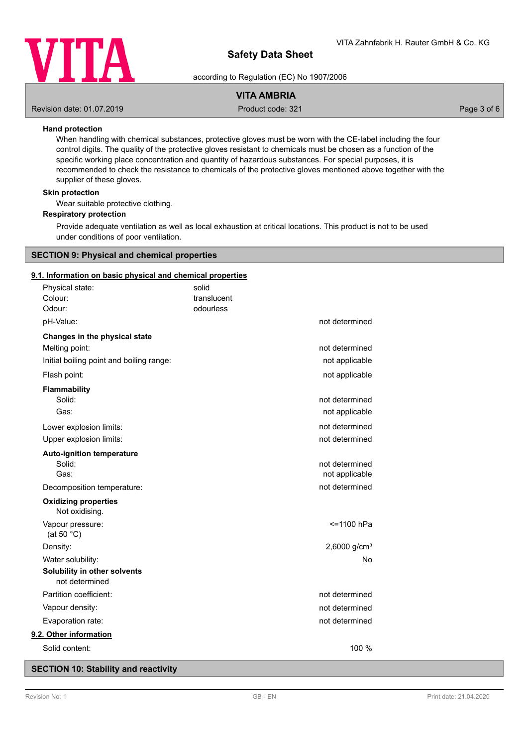#### Hand protection

When handling with chemical substances, protective gloves must be worn with the CE-label including the four control digits. The quality of the protective gloves resistant to chemicals must be chosen as a function of the specific working place concentration and quantity of hazardous substances. For special purposes, it is recommended to check the resistance to chemicals of the protective gloves mentioned above together with the supplier of these gloves.

#### Skin protection

Wear suitable protective clothing.

#### Respiratory protection

Provide adequate ventilation as well as local exhaustion at critical locations. This product is not to be used under conditions of poor ventilation.

## SECTION 9: Physical and chemical properties

### 9.1. Information on basic physical and chemical properties

| | | |
|---|---|---|
| Physical state: | solid | |
| Colour: | translucent | |
| Odour: | odourless | |
| pH-Value: | | not determined |
| **Changes in the physical state** | | |
| Melting point: | | not determined |
| Initial boiling point and boiling range: | | not applicable |
| Flash point: | | not applicable |
| **Flammability** | | |
| Solid: | | not determined |
| Gas: | | not applicable |
| Lower explosion limits: | | not determined |
| Upper explosion limits: | | not determined |
| **Auto-ignition temperature** | | |
| Solid: | | not determined |
| Gas: | | not applicable |
| Decomposition temperature: | | not determined |

**Oxidizing properties**
Not oxidising.

| | | |
|---|---|---|
| Vapour pressure: (at 50 °C) | | <=1100 hPa |
| Density: | | 2,6000 g/cm³ |
| Water solubility: | | No |

**Solubility in other solvents**
not determined

| | | |
|---|---|---|
| Partition coefficient: | | not determined |
| Vapour density: | | not determined |
| Evaporation rate: | | not determined |

### 9.2. Other information

| | | |
|---|---|---|
| Solid content: | | 100 % |

## SECTION 10: Stability and reactivity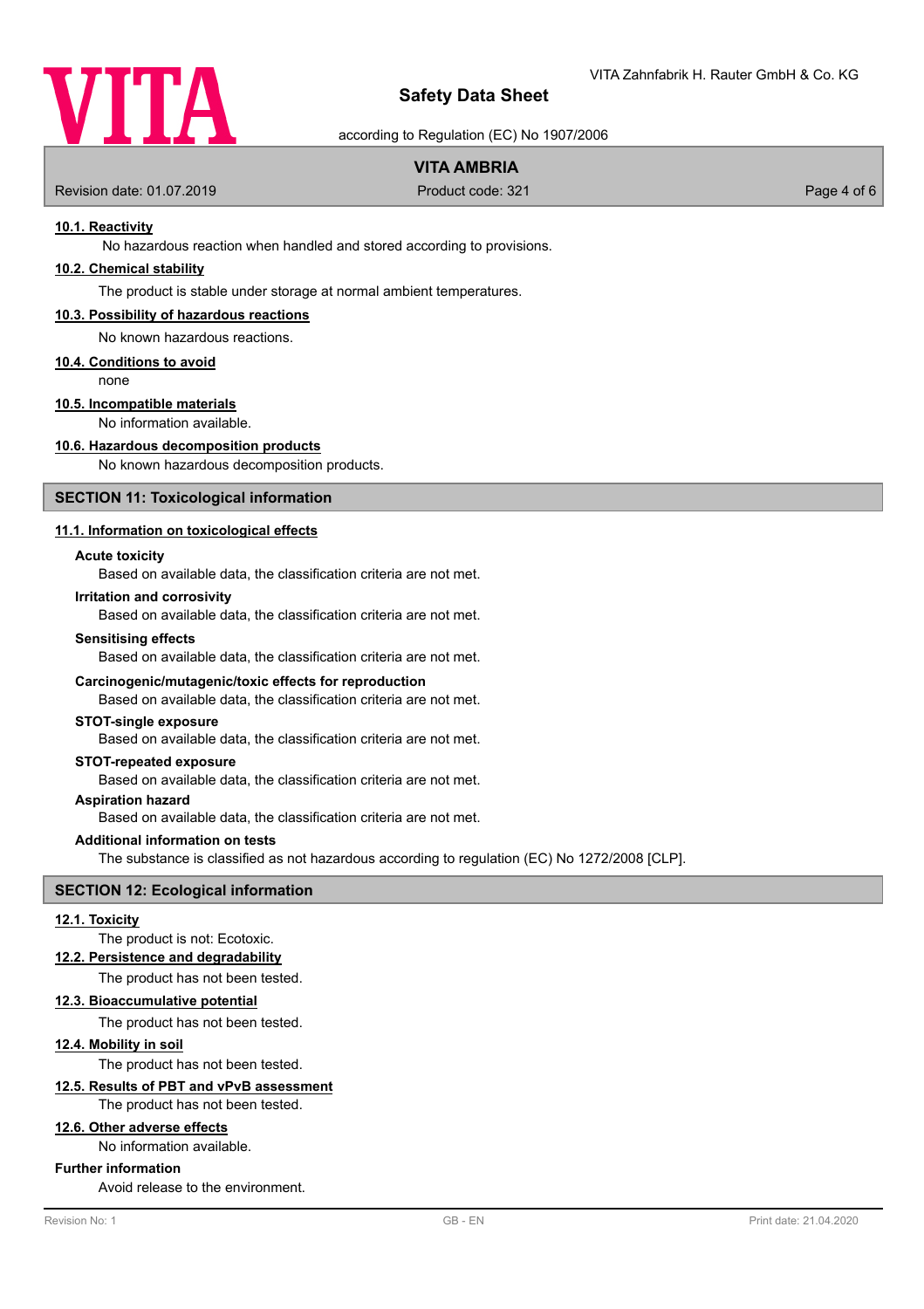### 10.1. Reactivity

No hazardous reaction when handled and stored according to provisions.

### 10.2. Chemical stability

The product is stable under storage at normal ambient temperatures.

### 10.3. Possibility of hazardous reactions

No known hazardous reactions.

### 10.4. Conditions to avoid

none

### 10.5. Incompatible materials

No information available.

### 10.6. Hazardous decomposition products

No known hazardous decomposition products.

## SECTION 11: Toxicological information

### 11.1. Information on toxicological effects

**Acute toxicity**

Based on available data, the classification criteria are not met.

**Irritation and corrosivity**

Based on available data, the classification criteria are not met.

**Sensitising effects**

Based on available data, the classification criteria are not met.

**Carcinogenic/mutagenic/toxic effects for reproduction**

Based on available data, the classification criteria are not met.

**STOT-single exposure**

Based on available data, the classification criteria are not met.

**STOT-repeated exposure**

Based on available data, the classification criteria are not met.

**Aspiration hazard**

Based on available data, the classification criteria are not met.

**Additional information on tests**

The substance is classified as not hazardous according to regulation (EC) No 1272/2008 [CLP].

## SECTION 12: Ecological information

### 12.1. Toxicity

The product is not: Ecotoxic.

### 12.2. Persistence and degradability

The product has not been tested.

### 12.3. Bioaccumulative potential

The product has not been tested.

### 12.4. Mobility in soil

The product has not been tested.

### 12.5. Results of PBT and vPvB assessment

The product has not been tested.

### 12.6. Other adverse effects

No information available.

**Further information**

Avoid release to the environment.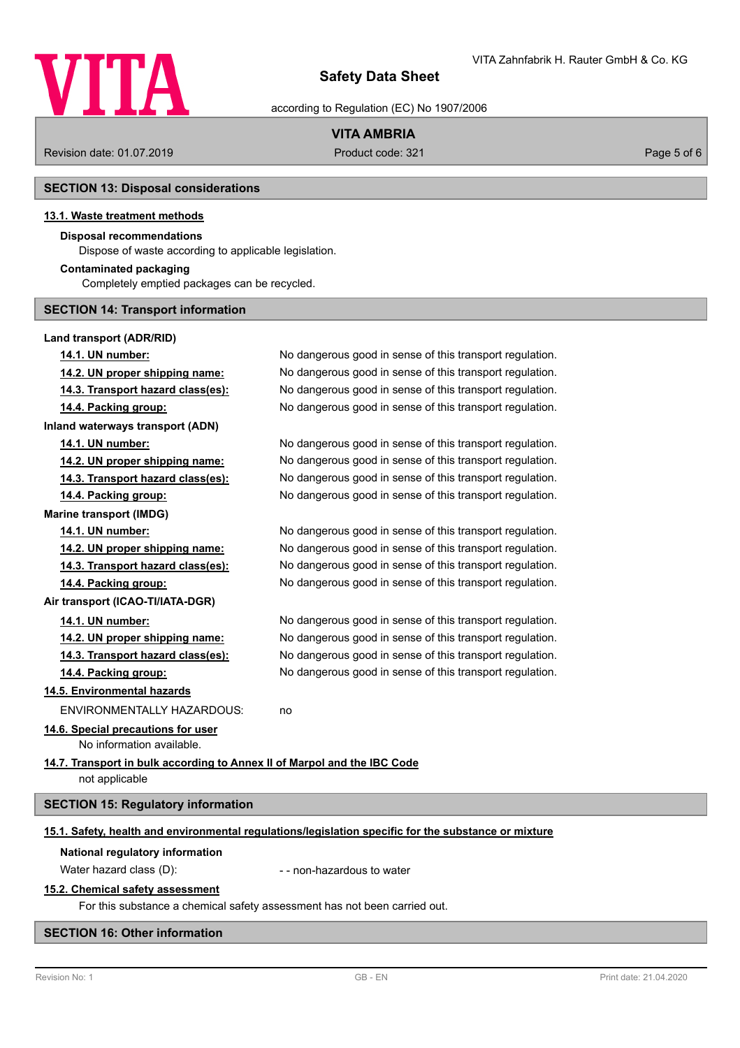## SECTION 13: Disposal considerations

### 13.1. Waste treatment methods

**Disposal recommendations**

Dispose of waste according to applicable legislation.

**Contaminated packaging**

Completely emptied packages can be recycled.

## SECTION 14: Transport information

**Land transport (ADR/RID)**

| | |
|---|---|
| **14.1. UN number:** | No dangerous good in sense of this transport regulation. |
| **14.2. UN proper shipping name:** | No dangerous good in sense of this transport regulation. |
| **14.3. Transport hazard class(es):** | No dangerous good in sense of this transport regulation. |
| **14.4. Packing group:** | No dangerous good in sense of this transport regulation. |

**Inland waterways transport (ADN)**

| | |
|---|---|
| **14.1. UN number:** | No dangerous good in sense of this transport regulation. |
| **14.2. UN proper shipping name:** | No dangerous good in sense of this transport regulation. |
| **14.3. Transport hazard class(es):** | No dangerous good in sense of this transport regulation. |
| **14.4. Packing group:** | No dangerous good in sense of this transport regulation. |

**Marine transport (IMDG)**

| | |
|---|---|
| **14.1. UN number:** | No dangerous good in sense of this transport regulation. |
| **14.2. UN proper shipping name:** | No dangerous good in sense of this transport regulation. |
| **14.3. Transport hazard class(es):** | No dangerous good in sense of this transport regulation. |
| **14.4. Packing group:** | No dangerous good in sense of this transport regulation. |

**Air transport (ICAO-TI/IATA-DGR)**

| | |
|---|---|
| **14.1. UN number:** | No dangerous good in sense of this transport regulation. |
| **14.2. UN proper shipping name:** | No dangerous good in sense of this transport regulation. |
| **14.3. Transport hazard class(es):** | No dangerous good in sense of this transport regulation. |
| **14.4. Packing group:** | No dangerous good in sense of this transport regulation. |

### 14.5. Environmental hazards

ENVIRONMENTALLY HAZARDOUS: no

### 14.6. Special precautions for user

No information available.

### 14.7. Transport in bulk according to Annex II of Marpol and the IBC Code

not applicable

## SECTION 15: Regulatory information

### 15.1. Safety, health and environmental regulations/legislation specific for the substance or mixture

**National regulatory information**

Water hazard class (D): - - non-hazardous to water

### 15.2. Chemical safety assessment

For this substance a chemical safety assessment has not been carried out.

## SECTION 16: Other information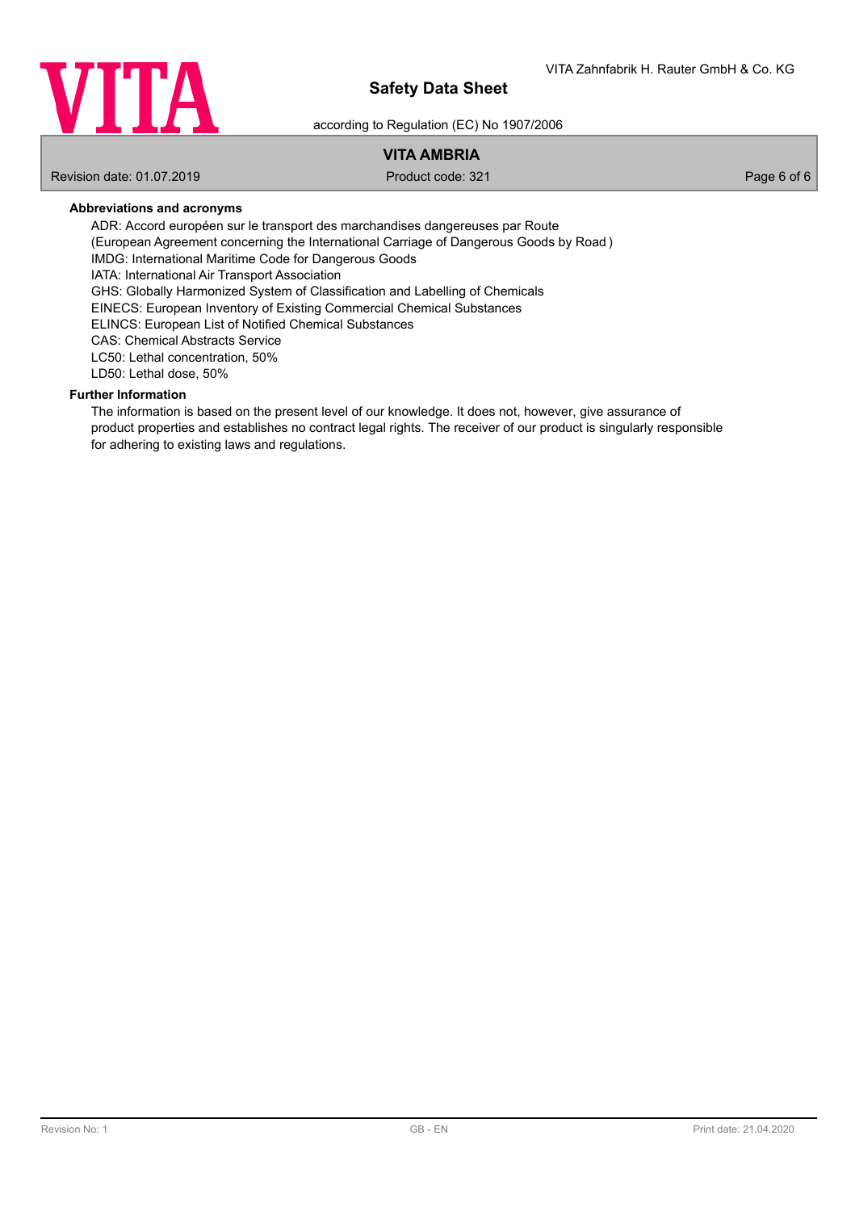**Abbreviations and acronyms**

ADR: Accord européen sur le transport des marchandises dangereuses par Route
(European Agreement concerning the International Carriage of Dangerous Goods by Road )
IMDG: International Maritime Code for Dangerous Goods
IATA: International Air Transport Association
GHS: Globally Harmonized System of Classification and Labelling of Chemicals
EINECS: European Inventory of Existing Commercial Chemical Substances
ELINCS: European List of Notified Chemical Substances
CAS: Chemical Abstracts Service
LC50: Lethal concentration, 50%
LD50: Lethal dose, 50%

**Further Information**

The information is based on the present level of our knowledge. It does not, however, give assurance of product properties and establishes no contract legal rights. The receiver of our product is singularly responsible for adhering to existing laws and regulations.